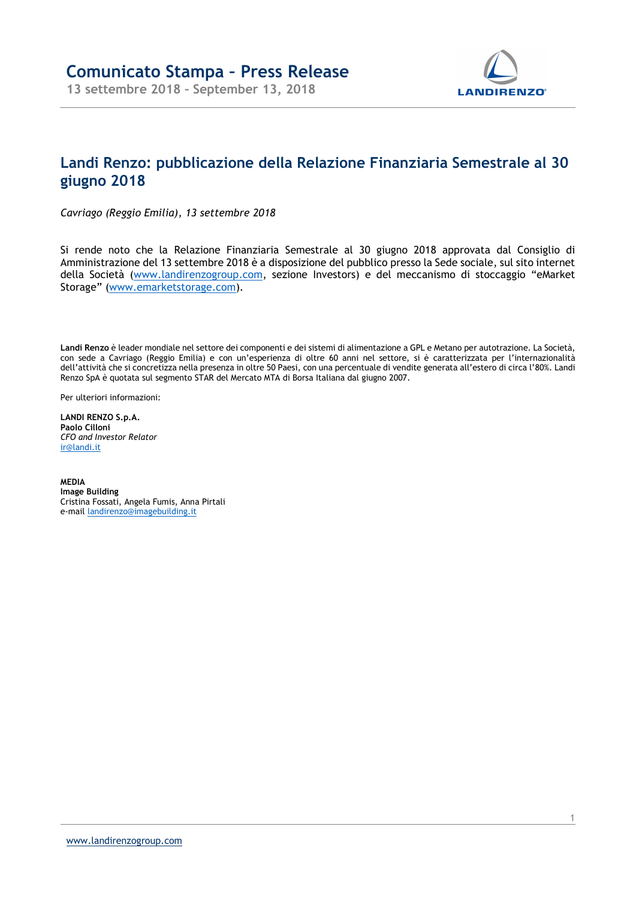# Comunicato Stampa – Press Release

13 settembre 2018 – September 13, 2018

## Landi Renzo: pubblicazione della Relazione Finanziaria Semestrale al 30 giugno 2018

*Cavriago (Reggio Emilia), 13 settembre 2018*

Si rende noto che la Relazione Finanziaria Semestrale al 30 giugno 2018 approvata dal Consiglio di Amministrazione del 13 settembre 2018 è a disposizione del pubblico presso la Sede sociale, sul sito internet della Società (www.landirenzogroup.com, sezione Investors) e del meccanismo di stoccaggio "eMarket Storage" (www.emarketstorage.com).

**Landi Renzo** è leader mondiale nel settore dei componenti e dei sistemi di alimentazione a GPL e Metano per autotrazione. La Società, con sede a Cavriago (Reggio Emilia) e con un'esperienza di oltre 60 anni nel settore, si è caratterizzata per l'internazionalità dell'attività che si concretizza nella presenza in oltre 50 Paesi, con una percentuale di vendite generata all'estero di circa l'80%. Landi Renzo SpA è quotata sul segmento STAR del Mercato MTA di Borsa Italiana dal giugno 2007.

Per ulteriori informazioni:

**LANDI RENZO S.p.A.**
**Paolo Cilloni**
*CFO and Investor Relator*
ir@landi.it

**MEDIA**
**Image Building**
Cristina Fossati, Angela Fumis, Anna Pirtali
e-mail landirenzo@imagebuilding.it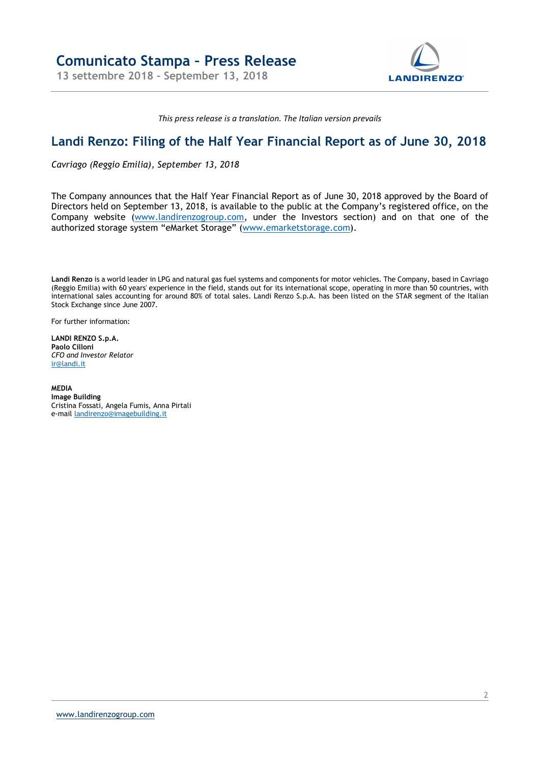*This press release is a translation. The Italian version prevails*

# Landi Renzo: Filing of the Half Year Financial Report as of June 30, 2018

*Cavriago (Reggio Emilia), September 13, 2018*

The Company announces that the Half Year Financial Report as of June 30, 2018 approved by the Board of Directors held on September 13, 2018, is available to the public at the Company's registered office, on the Company website (www.landirenzogroup.com, under the Investors section) and on that one of the authorized storage system "eMarket Storage" (www.emarketstorage.com).

**Landi Renzo** is a world leader in LPG and natural gas fuel systems and components for motor vehicles. The Company, based in Cavriago (Reggio Emilia) with 60 years' experience in the field, stands out for its international scope, operating in more than 50 countries, with international sales accounting for around 80% of total sales. Landi Renzo S.p.A. has been listed on the STAR segment of the Italian Stock Exchange since June 2007.

For further information:

**LANDI RENZO S.p.A.**
**Paolo Cilloni**
*CFO and Investor Relator*
ir@landi.it

**MEDIA**
**Image Building**
Cristina Fossati, Angela Fumis, Anna Pirtali
e-mail landirenzo@imagebuilding.it